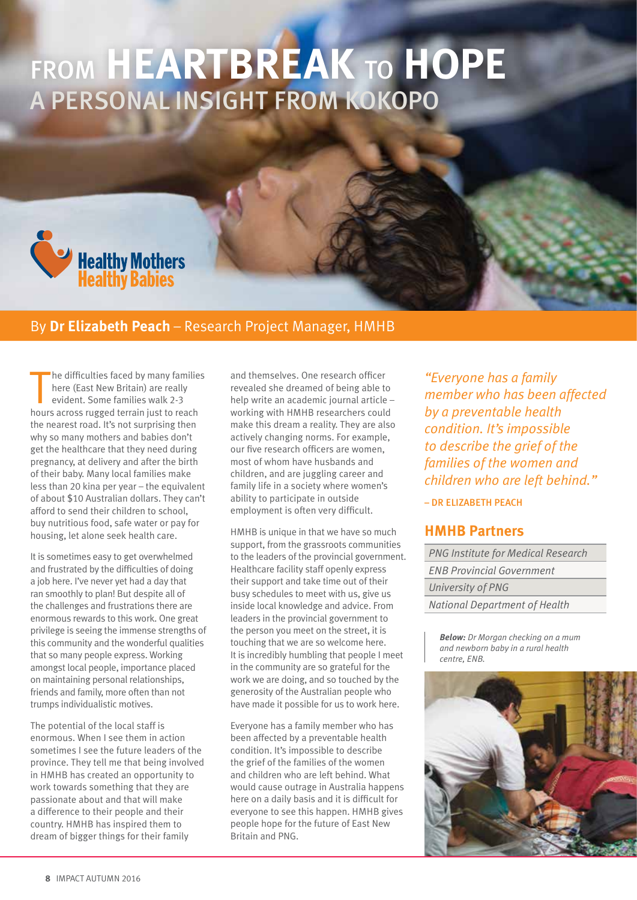# FROM HEARTBREAK TO HOPE

## A PERSONAL INSIGHT FROM KOKOPO

Healthy Mothers Healthy Babies

By **Dr Elizabeth Peach** – Research Project Manager, HMHB

The difficulties faced by many families here (East New Britain) are really evident. Some families walk 2-3 hours across rugged terrain just to reach the nearest road. It's not surprising then why so many mothers and babies don't get the healthcare that they need during pregnancy, at delivery and after the birth of their baby. Many local families make less than 20 kina per year – the equivalent of about $10 Australian dollars. They can't afford to send their children to school, buy nutritious food, safe water or pay for housing, let alone seek health care.

It is sometimes easy to get overwhelmed and frustrated by the difficulties of doing a job here. I've never yet had a day that ran smoothly to plan! But despite all of the challenges and frustrations there are enormous rewards to this work. One great privilege is seeing the immense strengths of this community and the wonderful qualities that so many people express. Working amongst local people, importance placed on maintaining personal relationships, friends and family, more often than not trumps individualistic motives.

The potential of the local staff is enormous. When I see them in action sometimes I see the future leaders of the province. They tell me that being involved in HMHB has created an opportunity to work towards something that they are passionate about and that will make a difference to their people and their country. HMHB has inspired them to dream of bigger things for their family and themselves. One research officer revealed she dreamed of being able to help write an academic journal article – working with HMHB researchers could make this dream a reality. They are also actively changing norms. For example, our five research officers are women, most of whom have husbands and children, and are juggling career and family life in a society where women's ability to participate in outside employment is often very difficult.

HMHB is unique in that we have so much support, from the grassroots communities to the leaders of the provincial government. Healthcare facility staff openly express their support and take time out of their busy schedules to meet with us, give us inside local knowledge and advice. From leaders in the provincial government to the person you meet on the street, it is touching that we are so welcome here. It is incredibly humbling that people I meet in the community are so grateful for the work we are doing, and so touched by the generosity of the Australian people who have made it possible for us to work here.

Everyone has a family member who has been affected by a preventable health condition. It's impossible to describe the grief of the families of the women and children who are left behind. What would cause outrage in Australia happens here on a daily basis and it is difficult for everyone to see this happen. HMHB gives people hope for the future of East New Britain and PNG.

> *"Everyone has a family member who has been affected by a preventable health condition. It's impossible to describe the grief of the families of the women and children who are left behind."*
>
> – DR ELIZABETH PEACH

### HMHB Partners

- *PNG Institute for Medical Research*
- *ENB Provincial Government*
- *University of PNG*
- *National Department of Health*

***Below:** Dr Morgan checking on a mum and newborn baby in a rural health centre, ENB.*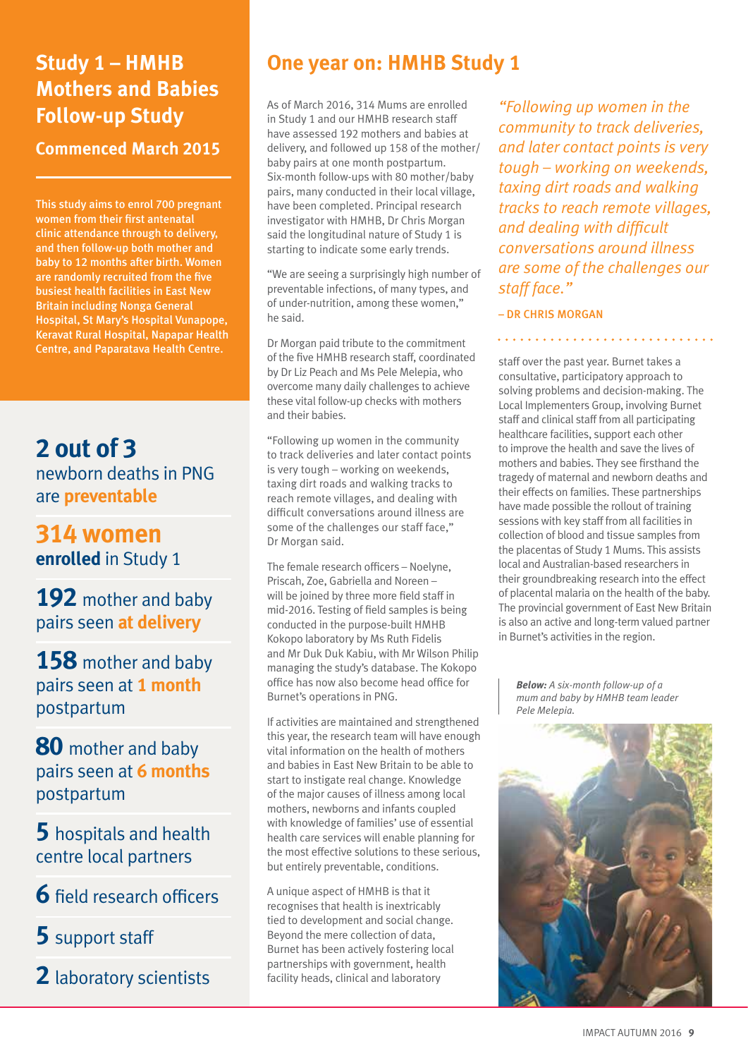## Study 1 – HMHB Mothers and Babies Follow-up Study

### Commenced March 2015

This study aims to enrol 700 pregnant women from their first antenatal clinic attendance through to delivery, and then follow-up both mother and baby to 12 months after birth. Women are randomly recruited from the five busiest health facilities in East New Britain including Nonga General Hospital, St Mary's Hospital Vunapope, Keravat Rural Hospital, Napapar Health Centre, and Paparatava Health Centre.

**2 out of 3** newborn deaths in PNG are **preventable**

**314 women enrolled** in Study 1

**192** mother and baby pairs seen **at delivery**

**158** mother and baby pairs seen at **1 month** postpartum

**80** mother and baby pairs seen at **6 months** postpartum

**5** hospitals and health centre local partners

**6** field research officers

**5** support staff

**2** laboratory scientists

# One year on: HMHB Study 1

As of March 2016, 314 Mums are enrolled in Study 1 and our HMHB research staff have assessed 192 mothers and babies at delivery, and followed up 158 of the mother/baby pairs at one month postpartum. Six-month follow-ups with 80 mother/baby pairs, many conducted in their local village, have been completed. Principal research investigator with HMHB, Dr Chris Morgan said the longitudinal nature of Study 1 is starting to indicate some early trends.

"We are seeing a surprisingly high number of preventable infections, of many types, and of under-nutrition, among these women," he said.

Dr Morgan paid tribute to the commitment of the five HMHB research staff, coordinated by Dr Liz Peach and Ms Pele Melepia, who overcome many daily challenges to achieve these vital follow-up checks with mothers and their babies.

"Following up women in the community to track deliveries and later contact points is very tough – working on weekends, taxing dirt roads and walking tracks to reach remote villages, and dealing with difficult conversations around illness are some of the challenges our staff face," Dr Morgan said.

The female research officers – Noelyne, Priscah, Zoe, Gabriella and Noreen – will be joined by three more field staff in mid-2016. Testing of field samples is being conducted in the purpose-built HMHB Kokopo laboratory by Ms Ruth Fidelis and Mr Duk Duk Kabiu, with Mr Wilson Philip managing the study's database. The Kokopo office has now also become head office for Burnet's operations in PNG.

If activities are maintained and strengthened this year, the research team will have enough vital information on the health of mothers and babies in East New Britain to be able to start to instigate real change. Knowledge of the major causes of illness among local mothers, newborns and infants coupled with knowledge of families' use of essential health care services will enable planning for the most effective solutions to these serious, but entirely preventable, conditions.

A unique aspect of HMHB is that it recognises that health is inextricably tied to development and social change. Beyond the mere collection of data, Burnet has been actively fostering local partnerships with government, health facility heads, clinical and laboratory staff over the past year. Burnet takes a consultative, participatory approach to solving problems and decision-making. The Local Implementers Group, involving Burnet staff and clinical staff from all participating healthcare facilities, support each other to improve the health and save the lives of mothers and babies. They see firsthand the tragedy of maternal and newborn deaths and their effects on families. These partnerships have made possible the rollout of training sessions with key staff from all facilities in collection of blood and tissue samples from the placentas of Study 1 Mums. This assists local and Australian-based researchers in their groundbreaking research into the effect of placental malaria on the health of the baby. The provincial government of East New Britain is also an active and long-term valued partner in Burnet's activities in the region.

*"Following up women in the community to track deliveries, and later contact points is very tough – working on weekends, taxing dirt roads and walking tracks to reach remote villages, and dealing with difficult conversations around illness are some of the challenges our staff face."*

– DR CHRIS MORGAN

***Below:*** *A six-month follow-up of a mum and baby by HMHB team leader Pele Melepia.*